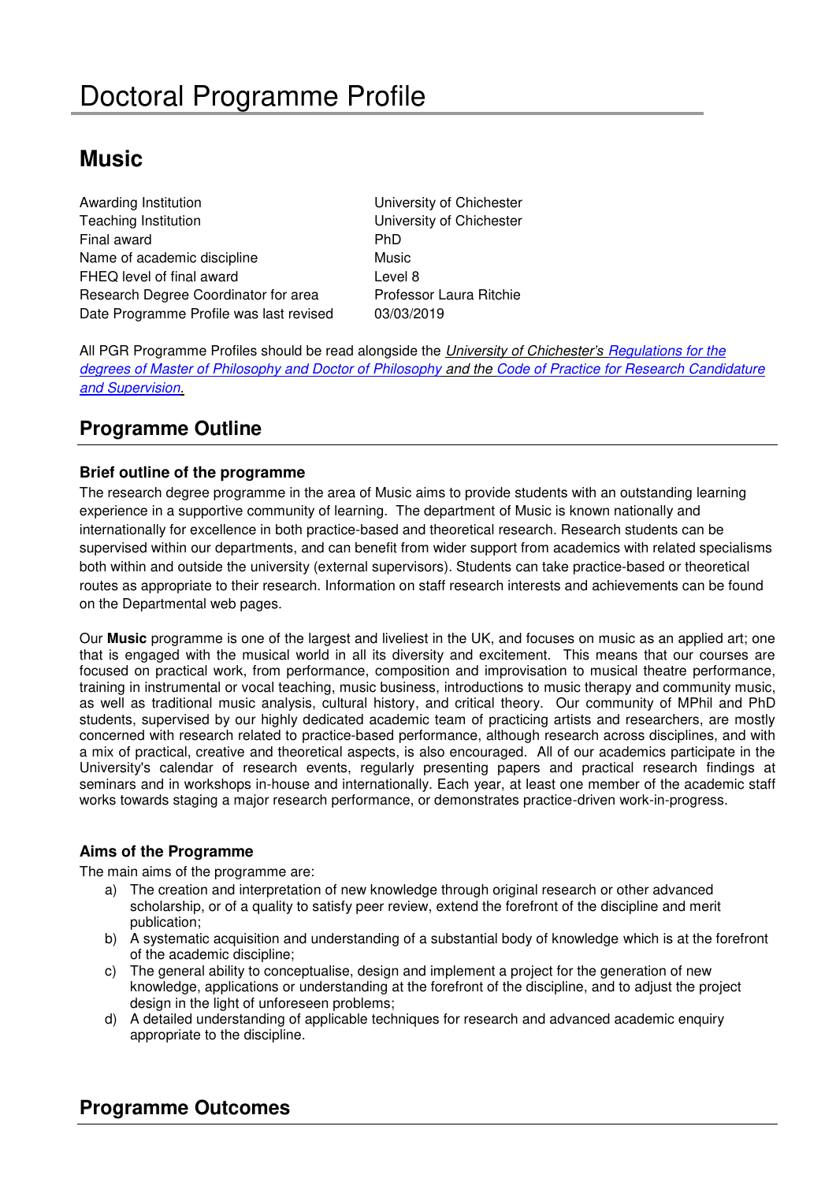# Doctoral Programme Profile

## Music

| | |
|---|---|
| Awarding Institution | University of Chichester |
| Teaching Institution | University of Chichester |
| Final award | PhD |
| Name of academic discipline | Music |
| FHEQ level of final award | Level 8 |
| Research Degree Coordinator for area | Professor Laura Ritchie |
| Date Programme Profile was last revised | 03/03/2019 |

All PGR Programme Profiles should be read alongside the *University of Chichester's Regulations for the degrees of Master of Philosophy and Doctor of Philosophy* and the *Code of Practice for Research Candidature and Supervision.*

## Programme Outline

### Brief outline of the programme

The research degree programme in the area of Music aims to provide students with an outstanding learning experience in a supportive community of learning. The department of Music is known nationally and internationally for excellence in both practice-based and theoretical research. Research students can be supervised within our departments, and can benefit from wider support from academics with related specialisms both within and outside the university (external supervisors). Students can take practice-based or theoretical routes as appropriate to their research. Information on staff research interests and achievements can be found on the Departmental web pages.

Our **Music** programme is one of the largest and liveliest in the UK, and focuses on music as an applied art; one that is engaged with the musical world in all its diversity and excitement. This means that our courses are focused on practical work, from performance, composition and improvisation to musical theatre performance, training in instrumental or vocal teaching, music business, introductions to music therapy and community music, as well as traditional music analysis, cultural history, and critical theory. Our community of MPhil and PhD students, supervised by our highly dedicated academic team of practicing artists and researchers, are mostly concerned with research related to practice-based performance, although research across disciplines, and with a mix of practical, creative and theoretical aspects, is also encouraged. All of our academics participate in the University's calendar of research events, regularly presenting papers and practical research findings at seminars and in workshops in-house and internationally. Each year, at least one member of the academic staff works towards staging a major research performance, or demonstrates practice-driven work-in-progress.

### Aims of the Programme

The main aims of the programme are:

a) The creation and interpretation of new knowledge through original research or other advanced scholarship, or of a quality to satisfy peer review, extend the forefront of the discipline and merit publication;
b) A systematic acquisition and understanding of a substantial body of knowledge which is at the forefront of the academic discipline;
c) The general ability to conceptualise, design and implement a project for the generation of new knowledge, applications or understanding at the forefront of the discipline, and to adjust the project design in the light of unforeseen problems;
d) A detailed understanding of applicable techniques for research and advanced academic enquiry appropriate to the discipline.

## Programme Outcomes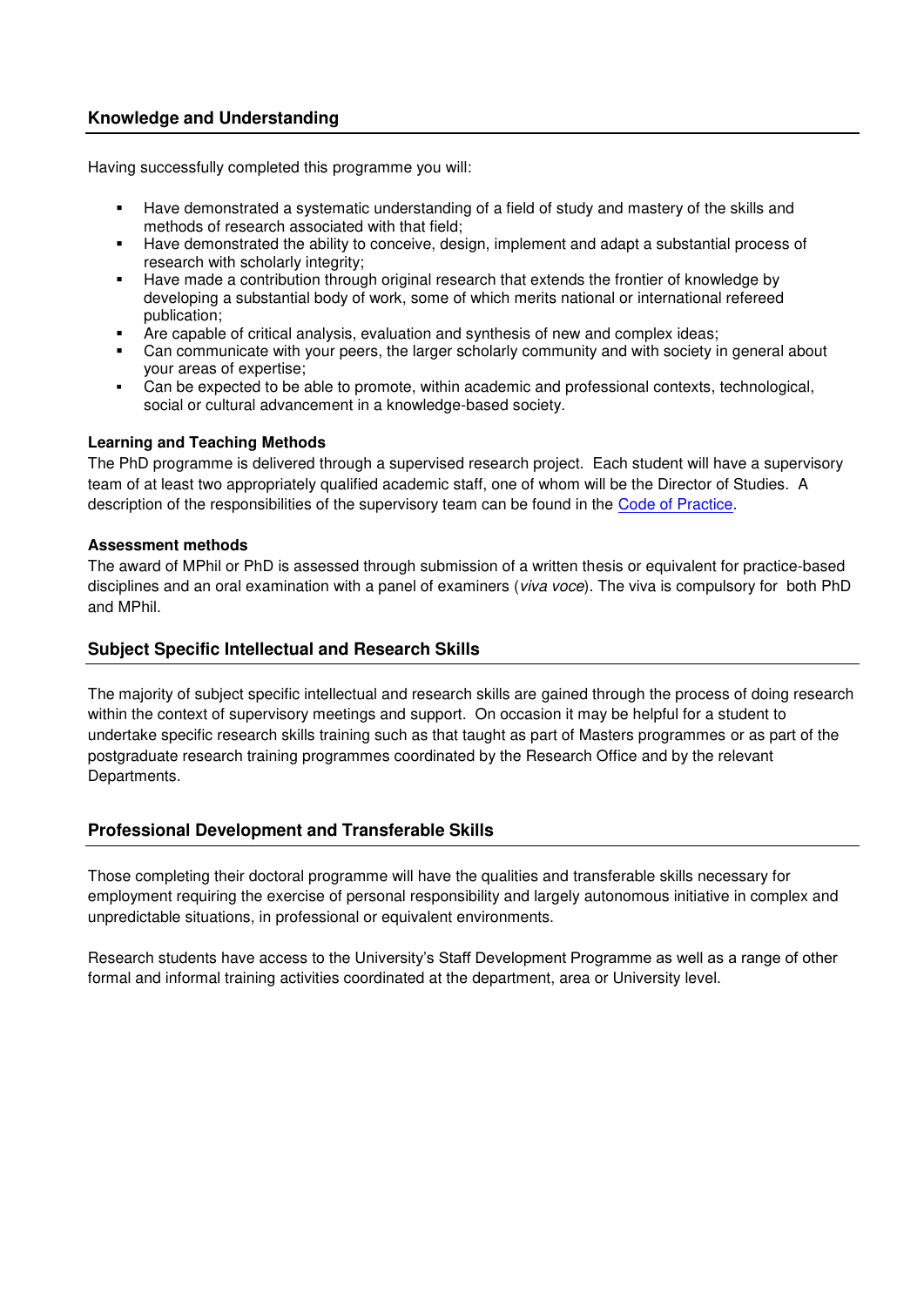## Knowledge and Understanding

Having successfully completed this programme you will:

- Have demonstrated a systematic understanding of a field of study and mastery of the skills and methods of research associated with that field;
- Have demonstrated the ability to conceive, design, implement and adapt a substantial process of research with scholarly integrity;
- Have made a contribution through original research that extends the frontier of knowledge by developing a substantial body of work, some of which merits national or international refereed publication;
- Are capable of critical analysis, evaluation and synthesis of new and complex ideas;
- Can communicate with your peers, the larger scholarly community and with society in general about your areas of expertise;
- Can be expected to be able to promote, within academic and professional contexts, technological, social or cultural advancement in a knowledge-based society.

**Learning and Teaching Methods**

The PhD programme is delivered through a supervised research project. Each student will have a supervisory team of at least two appropriately qualified academic staff, one of whom will be the Director of Studies. A description of the responsibilities of the supervisory team can be found in the Code of Practice.

**Assessment methods**

The award of MPhil or PhD is assessed through submission of a written thesis or equivalent for practice-based disciplines and an oral examination with a panel of examiners (*viva voce*). The viva is compulsory for both PhD and MPhil.

## Subject Specific Intellectual and Research Skills

The majority of subject specific intellectual and research skills are gained through the process of doing research within the context of supervisory meetings and support. On occasion it may be helpful for a student to undertake specific research skills training such as that taught as part of Masters programmes or as part of the postgraduate research training programmes coordinated by the Research Office and by the relevant Departments.

## Professional Development and Transferable Skills

Those completing their doctoral programme will have the qualities and transferable skills necessary for employment requiring the exercise of personal responsibility and largely autonomous initiative in complex and unpredictable situations, in professional or equivalent environments.

Research students have access to the University's Staff Development Programme as well as a range of other formal and informal training activities coordinated at the department, area or University level.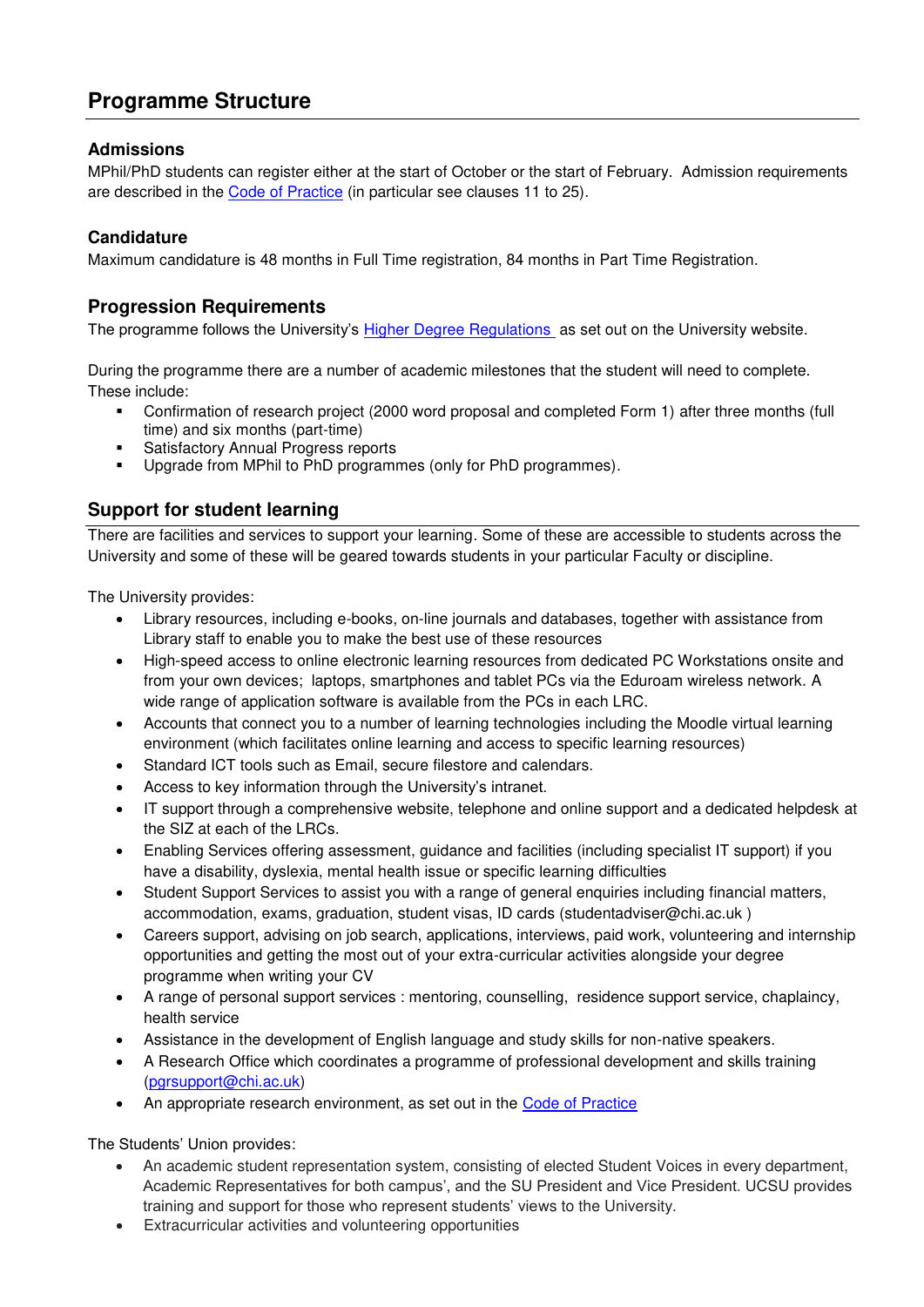# Programme Structure

### Admissions

MPhil/PhD students can register either at the start of October or the start of February. Admission requirements are described in the Code of Practice (in particular see clauses 11 to 25).

### Candidature

Maximum candidature is 48 months in Full Time registration, 84 months in Part Time Registration.

## Progression Requirements

The programme follows the University's Higher Degree Regulations as set out on the University website.

During the programme there are a number of academic milestones that the student will need to complete. These include:

- Confirmation of research project (2000 word proposal and completed Form 1) after three months (full time) and six months (part-time)
- Satisfactory Annual Progress reports
- Upgrade from MPhil to PhD programmes (only for PhD programmes).

## Support for student learning

There are facilities and services to support your learning. Some of these are accessible to students across the University and some of these will be geared towards students in your particular Faculty or discipline.

The University provides:

- Library resources, including e-books, on-line journals and databases, together with assistance from Library staff to enable you to make the best use of these resources
- High-speed access to online electronic learning resources from dedicated PC Workstations onsite and from your own devices; laptops, smartphones and tablet PCs via the Eduroam wireless network. A wide range of application software is available from the PCs in each LRC.
- Accounts that connect you to a number of learning technologies including the Moodle virtual learning environment (which facilitates online learning and access to specific learning resources)
- Standard ICT tools such as Email, secure filestore and calendars.
- Access to key information through the University's intranet.
- IT support through a comprehensive website, telephone and online support and a dedicated helpdesk at the SIZ at each of the LRCs.
- Enabling Services offering assessment, guidance and facilities (including specialist IT support) if you have a disability, dyslexia, mental health issue or specific learning difficulties
- Student Support Services to assist you with a range of general enquiries including financial matters, accommodation, exams, graduation, student visas, ID cards (studentadviser@chi.ac.uk )
- Careers support, advising on job search, applications, interviews, paid work, volunteering and internship opportunities and getting the most out of your extra-curricular activities alongside your degree programme when writing your CV
- A range of personal support services : mentoring, counselling, residence support service, chaplaincy, health service
- Assistance in the development of English language and study skills for non-native speakers.
- A Research Office which coordinates a programme of professional development and skills training (pgrsupport@chi.ac.uk)
- An appropriate research environment, as set out in the Code of Practice

The Students' Union provides:

- An academic student representation system, consisting of elected Student Voices in every department, Academic Representatives for both campus', and the SU President and Vice President. UCSU provides training and support for those who represent students' views to the University.
- Extracurricular activities and volunteering opportunities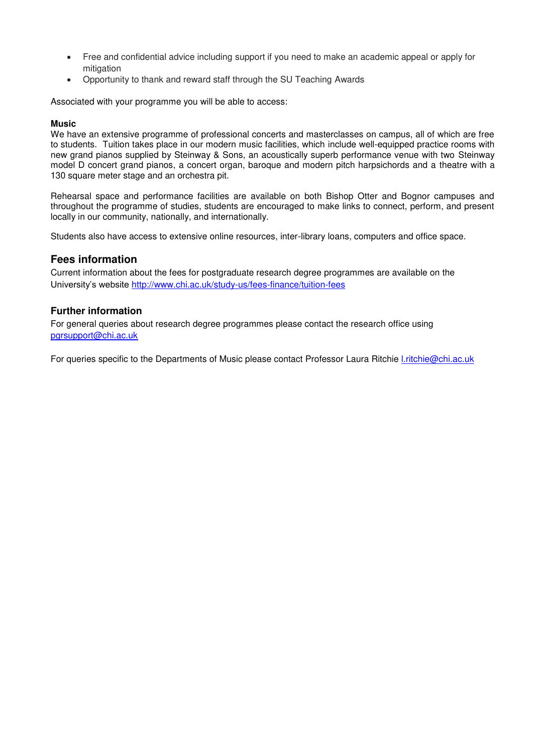- Free and confidential advice including support if you need to make an academic appeal or apply for mitigation
- Opportunity to thank and reward staff through the SU Teaching Awards

Associated with your programme you will be able to access:

**Music**
We have an extensive programme of professional concerts and masterclasses on campus, all of which are free to students. Tuition takes place in our modern music facilities, which include well-equipped practice rooms with new grand pianos supplied by Steinway & Sons, an acoustically superb performance venue with two Steinway model D concert grand pianos, a concert organ, baroque and modern pitch harpsichords and a theatre with a 130 square meter stage and an orchestra pit.

Rehearsal space and performance facilities are available on both Bishop Otter and Bognor campuses and throughout the programme of studies, students are encouraged to make links to connect, perform, and present locally in our community, nationally, and internationally.

Students also have access to extensive online resources, inter-library loans, computers and office space.

## Fees information

Current information about the fees for postgraduate research degree programmes are available on the University's website http://www.chi.ac.uk/study-us/fees-finance/tuition-fees

## Further information

For general queries about research degree programmes please contact the research office using pgrsupport@chi.ac.uk

For queries specific to the Departments of Music please contact Professor Laura Ritchie l.ritchie@chi.ac.uk